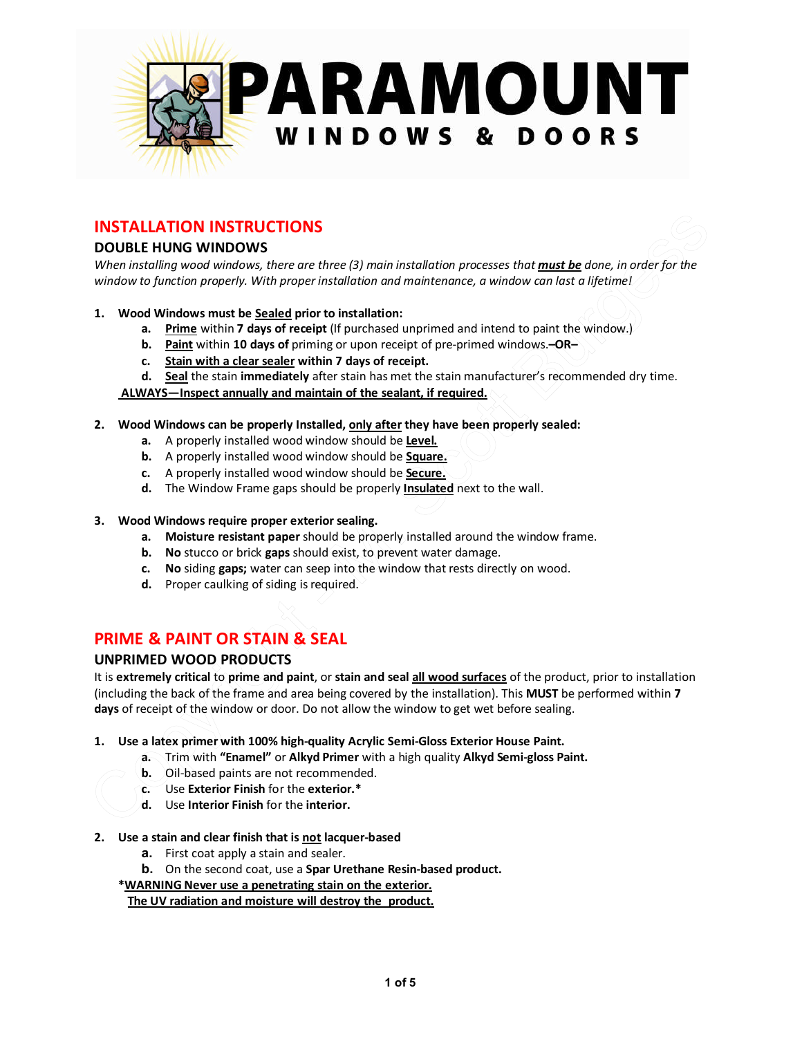# PARAMOUNT

WINDOWS & DOORS

## INSTALLATION INSTRUCTIONS

### DOUBLE HUNG WINDOWS

*When installing wood windows, there are three (3) main installation processes that **must be** done, in order for the window to function properly. With proper installation and maintenance, a window can last a lifetime!*

1. **Wood Windows must be Sealed prior to installation:**
   - a. Prime within **7 days of receipt** (If purchased unprimed and intend to paint the window.)
   - b. Paint within **10 days of** priming or upon receipt of pre-primed windows.**–OR–**
   - c. **Stain with a clear sealer within 7 days of receipt.**
   - d. Seal the stain **immediately** after stain has met the stain manufacturer's recommended dry time.

   **ALWAYS—Inspect annually and maintain of the sealant, if required.**

2. **Wood Windows can be properly Installed, only after they have been properly sealed:**
   - a. A properly installed wood window should be **Level.**
   - b. A properly installed wood window should be **Square.**
   - c. A properly installed wood window should be **Secure.**
   - d. The Window Frame gaps should be properly **Insulated** next to the wall.

3. **Wood Windows require proper exterior sealing.**
   - a. **Moisture resistant paper** should be properly installed around the window frame.
   - b. **No** stucco or brick **gaps** should exist, to prevent water damage.
   - c. **No** siding **gaps;** water can seep into the window that rests directly on wood.
   - d. Proper caulking of siding is required.

## PRIME & PAINT OR STAIN & SEAL

### UNPRIMED WOOD PRODUCTS

It is **extremely critical** to **prime and paint**, or **stain and seal all wood surfaces** of the product, prior to installation (including the back of the frame and area being covered by the installation). This **MUST** be performed within **7 days** of receipt of the window or door. Do not allow the window to get wet before sealing.

1. **Use a latex primer with 100% high-quality Acrylic Semi-Gloss Exterior House Paint.**
   - a. Trim with **"Enamel"** or **Alkyd Primer** with a high quality **Alkyd Semi-gloss Paint.**
   - b. Oil-based paints are not recommended.
   - c. Use **Exterior Finish** for the **exterior.***
   - d. Use **Interior Finish** for the **interior.**

2. **Use a stain and clear finish that is not lacquer-based**
   - a. First coat apply a stain and sealer.
   - b. On the second coat, use a **Spar Urethane Resin-based product.**

   ***WARNING Never use a penetrating stain on the exterior.**
   **The UV radiation and moisture will destroy the product.**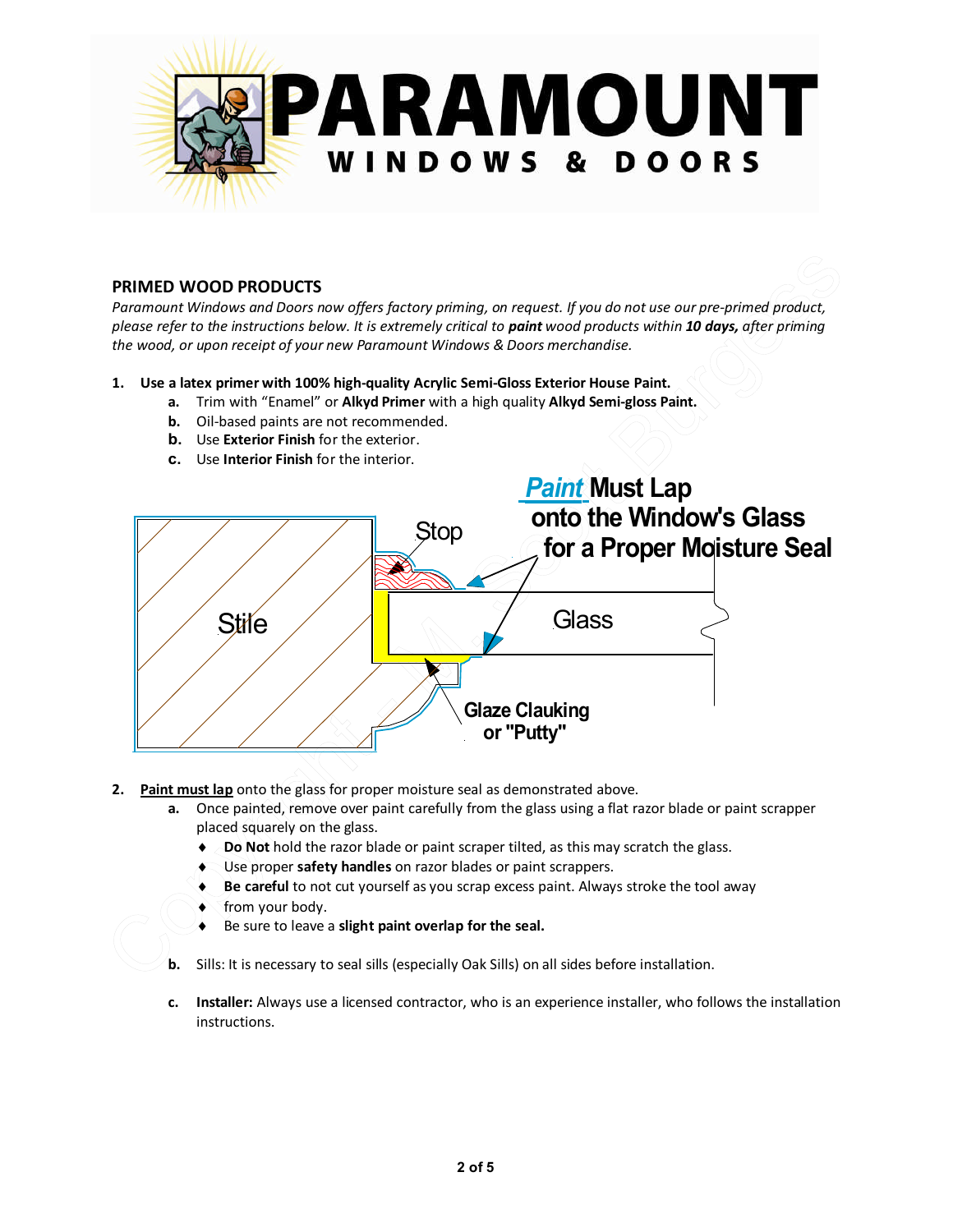## PRIMED WOOD PRODUCTS

*Paramount Windows and Doors now offers factory priming, on request. If you do not use our pre-primed product, please refer to the instructions below. It is extremely critical to **paint** wood products within **10 days,** after priming the wood, or upon receipt of your new Paramount Windows & Doors merchandise.*

1. **Use a latex primer with 100% high-quality Acrylic Semi-Gloss Exterior House Paint.**
   - **a.** Trim with "Enamel" or **Alkyd Primer** with a high quality **Alkyd Semi-gloss Paint.**
   - **b.** Oil-based paints are not recommended.
   - **b.** Use **Exterior Finish** for the exterior.
   - **c.** Use **Interior Finish** for the interior.

Paint Must Lap onto the Window's Glass for a Proper Moisture Seal

Stop

Stile

Glass

Glaze Clauking or "Putty"

2. **Paint must lap** onto the glass for proper moisture seal as demonstrated above.
   - **a.** Once painted, remove over paint carefully from the glass using a flat razor blade or paint scrapper placed squarely on the glass.
     - **Do Not** hold the razor blade or paint scraper tilted, as this may scratch the glass.
     - Use proper **safety handles** on razor blades or paint scrappers.
     - **Be careful** to not cut yourself as you scrap excess paint. Always stroke the tool away
     - from your body.
     - Be sure to leave a **slight paint overlap for the seal.**
   - **b.** Sills: It is necessary to seal sills (especially Oak Sills) on all sides before installation.
   - **c.** **Installer:** Always use a licensed contractor, who is an experience installer, who follows the installation instructions.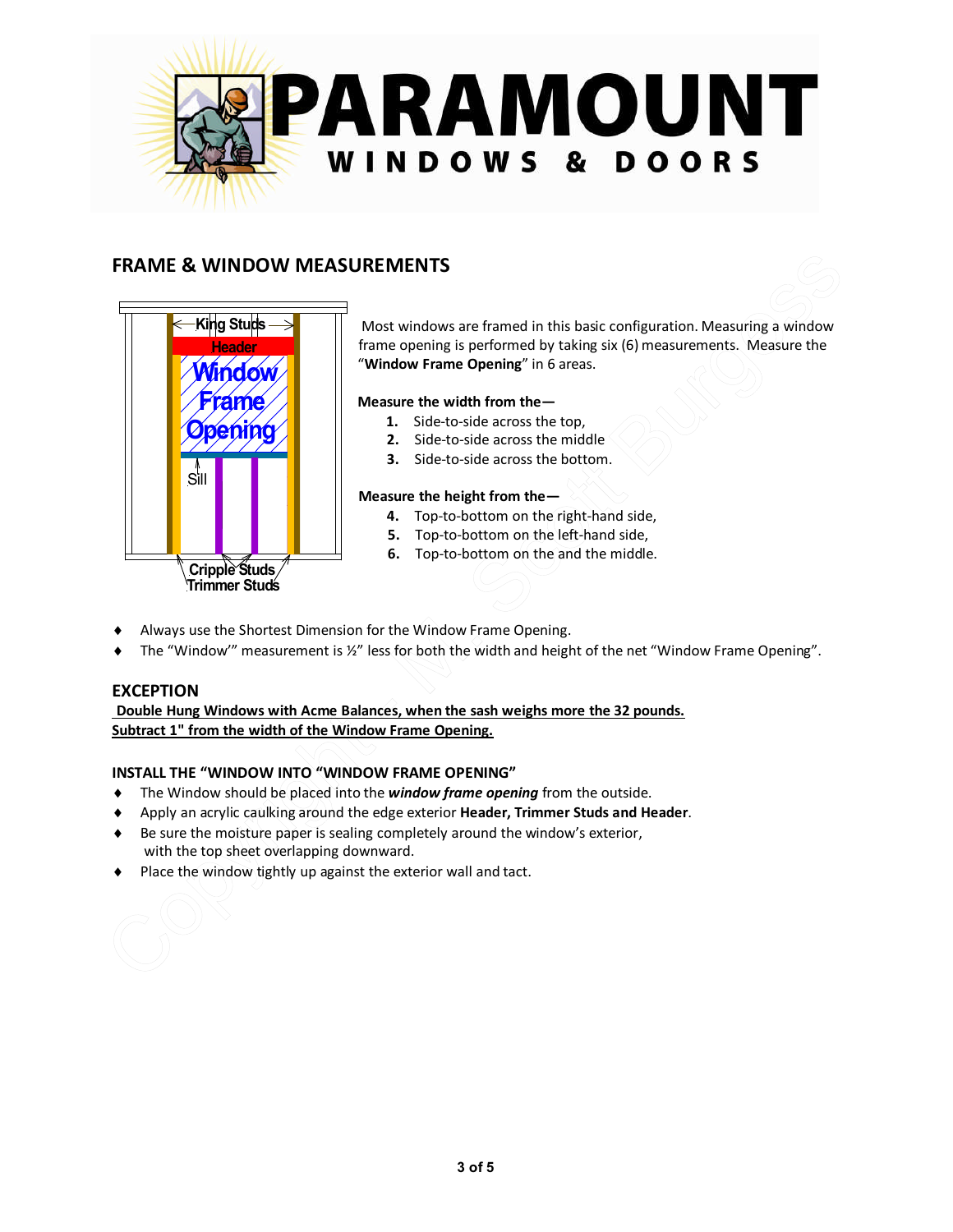PARAMOUNT

WINDOWS & DOORS

## FRAME & WINDOW MEASUREMENTS

King Studs
Header
Window Frame Opening
Sill
Cripple Studs
Trimmer Studs

Most windows are framed in this basic configuration. Measuring a window frame opening is performed by taking six (6) measurements. Measure the "**Window Frame Opening**" in 6 areas.

**Measure the width from the—**

1. Side-to-side across the top,
2. Side-to-side across the middle
3. Side-to-side across the bottom.

**Measure the height from the—**

4. Top-to-bottom on the right-hand side,
5. Top-to-bottom on the left-hand side,
6. Top-to-bottom on the and the middle.

- Always use the Shortest Dimension for the Window Frame Opening.
- The "Window'" measurement is ½" less for both the width and height of the net "Window Frame Opening".

### EXCEPTION

**Double Hung Windows with Acme Balances, when the sash weighs more the 32 pounds.**
**Subtract 1" from the width of the Window Frame Opening.**

### INSTALL THE "WINDOW INTO "WINDOW FRAME OPENING"

- The Window should be placed into the ***window frame opening*** from the outside.
- Apply an acrylic caulking around the edge exterior **Header, Trimmer Studs and Header**.
- Be sure the moisture paper is sealing completely around the window's exterior, with the top sheet overlapping downward.
- Place the window tightly up against the exterior wall and tact.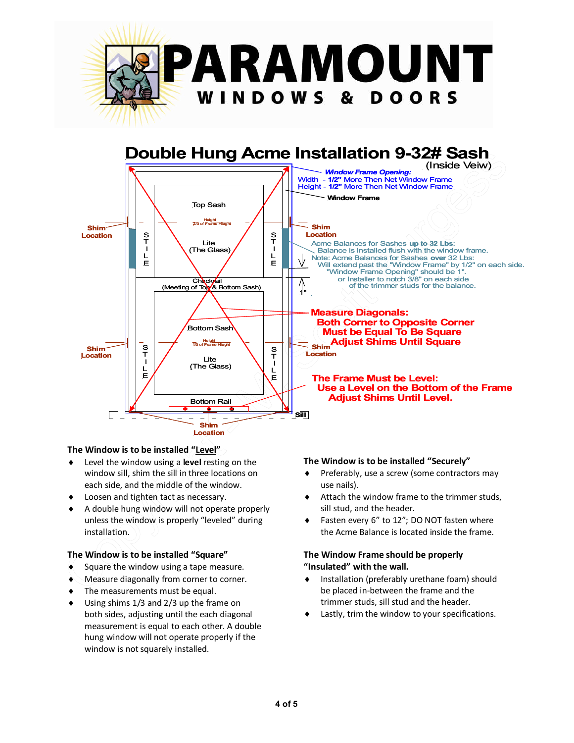# PARAMOUNT

WINDOWS & DOORS

## Double Hung Acme Installation 9-32# Sash

(Inside Veiw)

*Window Frame Opening:*
Width - **1/2"** More Then Net Window Frame
Height - **1/2"** More Then Net Window Frame

Window Frame

Top Sash

Height
2/3 of Frame Hieght

Lite
(The Glass)

STILE

STILE

Shim Location

Shim Location

Acme Balances for Sashes **up to 32 Lbs**:
Balance is Installed flush with the window frame.
Note: Acme Balances for Sashes **over** 32 Lbs:
Will extend past the "Window Frame" by 1/2" on each side.
"Window Frame Opening" should be 1".
or Installer to notch 3/8" on each side
of the trimmer studs for the balance.

1"

Checkrail
(Meeting of Top & Bottom Sash)

**Measure Diagonals:**
**Both Corner to Opposite Corner**
**Must be Equal To Be Square**
**Adjust Shims Until Square**

Bottom Sash

Height
1/3 of Frame Hieght

Lite
(The Glass)

Shim Location

Shim Location

**The Frame Must be Level:**
**Use a Level on the Bottom of the Frame**
**Adjust Shims Until Level.**

Bottom Rail

Sill

Shim Location

### The Window is to be installed "Level"

- Level the window using a **level** resting on the window sill, shim the sill in three locations on each side, and the middle of the window.
- Loosen and tighten tact as necessary.
- A double hung window will not operate properly unless the window is properly "leveled" during installation.

### The Window is to be installed "Square"

- Square the window using a tape measure.
- Measure diagonally from corner to corner.
- The measurements must be equal.
- Using shims 1/3 and 2/3 up the frame on both sides, adjusting until the each diagonal measurement is equal to each other. A double hung window will not operate properly if the window is not squarely installed.

### The Window is to be installed "Securely"

- Preferably, use a screw (some contractors may use nails).
- Attach the window frame to the trimmer studs, sill stud, and the header.
- Fasten every 6" to 12"; DO NOT fasten where the Acme Balance is located inside the frame.

### The Window Frame should be properly "Insulated" with the wall.

- Installation (preferably urethane foam) should be placed in-between the frame and the trimmer studs, sill stud and the header.
- Lastly, trim the window to your specifications.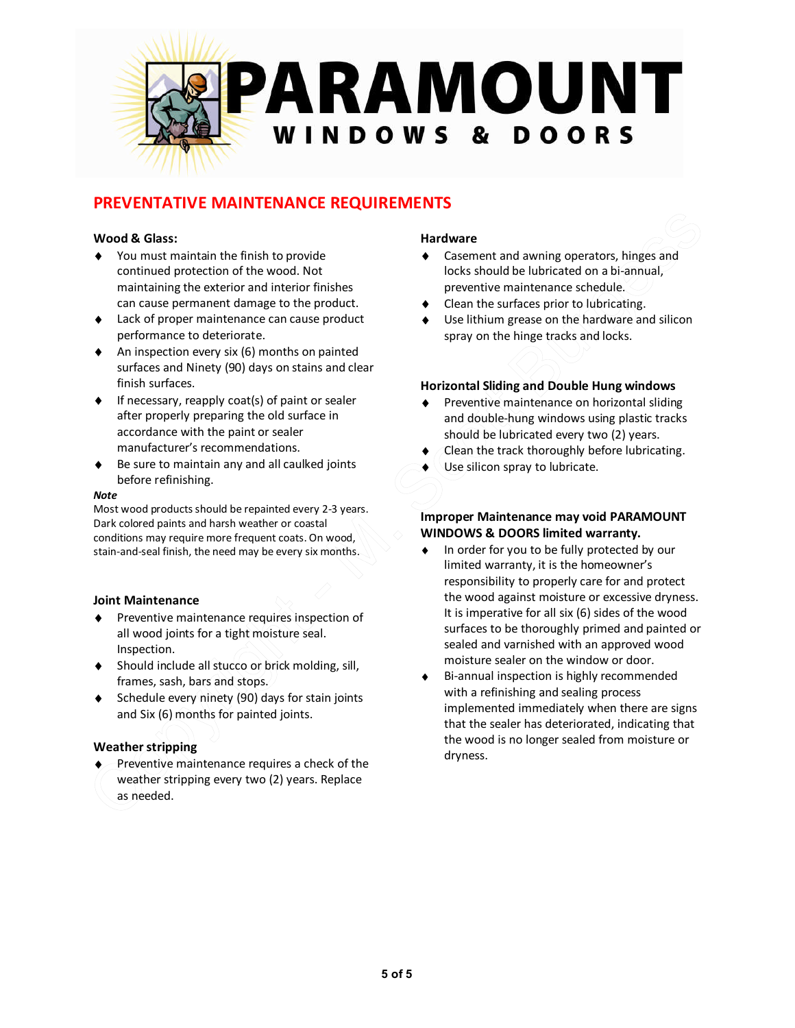# PARAMOUNT WINDOWS & DOORS

## PREVENTATIVE MAINTENANCE REQUIREMENTS

### Wood & Glass:

- You must maintain the finish to provide continued protection of the wood. Not maintaining the exterior and interior finishes can cause permanent damage to the product.
- Lack of proper maintenance can cause product performance to deteriorate.
- An inspection every six (6) months on painted surfaces and Ninety (90) days on stains and clear finish surfaces.
- If necessary, reapply coat(s) of paint or sealer after properly preparing the old surface in accordance with the paint or sealer manufacturer's recommendations.
- Be sure to maintain any and all caulked joints before refinishing.

***Note***

Most wood products should be repainted every 2-3 years. Dark colored paints and harsh weather or coastal conditions may require more frequent coats. On wood, stain-and-seal finish, the need may be every six months.

### Joint Maintenance

- Preventive maintenance requires inspection of all wood joints for a tight moisture seal. Inspection.
- Should include all stucco or brick molding, sill, frames, sash, bars and stops.
- Schedule every ninety (90) days for stain joints and Six (6) months for painted joints.

### Weather stripping

- Preventive maintenance requires a check of the weather stripping every two (2) years. Replace as needed.

### Hardware

- Casement and awning operators, hinges and locks should be lubricated on a bi-annual, preventive maintenance schedule.
- Clean the surfaces prior to lubricating.
- Use lithium grease on the hardware and silicon spray on the hinge tracks and locks.

### Horizontal Sliding and Double Hung windows

- Preventive maintenance on horizontal sliding and double-hung windows using plastic tracks should be lubricated every two (2) years.
- Clean the track thoroughly before lubricating.
- Use silicon spray to lubricate.

### Improper Maintenance may void PARAMOUNT WINDOWS & DOORS limited warranty.

- In order for you to be fully protected by our limited warranty, it is the homeowner's responsibility to properly care for and protect the wood against moisture or excessive dryness. It is imperative for all six (6) sides of the wood surfaces to be thoroughly primed and painted or sealed and varnished with an approved wood moisture sealer on the window or door.
- Bi-annual inspection is highly recommended with a refinishing and sealing process implemented immediately when there are signs that the sealer has deteriorated, indicating that the wood is no longer sealed from moisture or dryness.